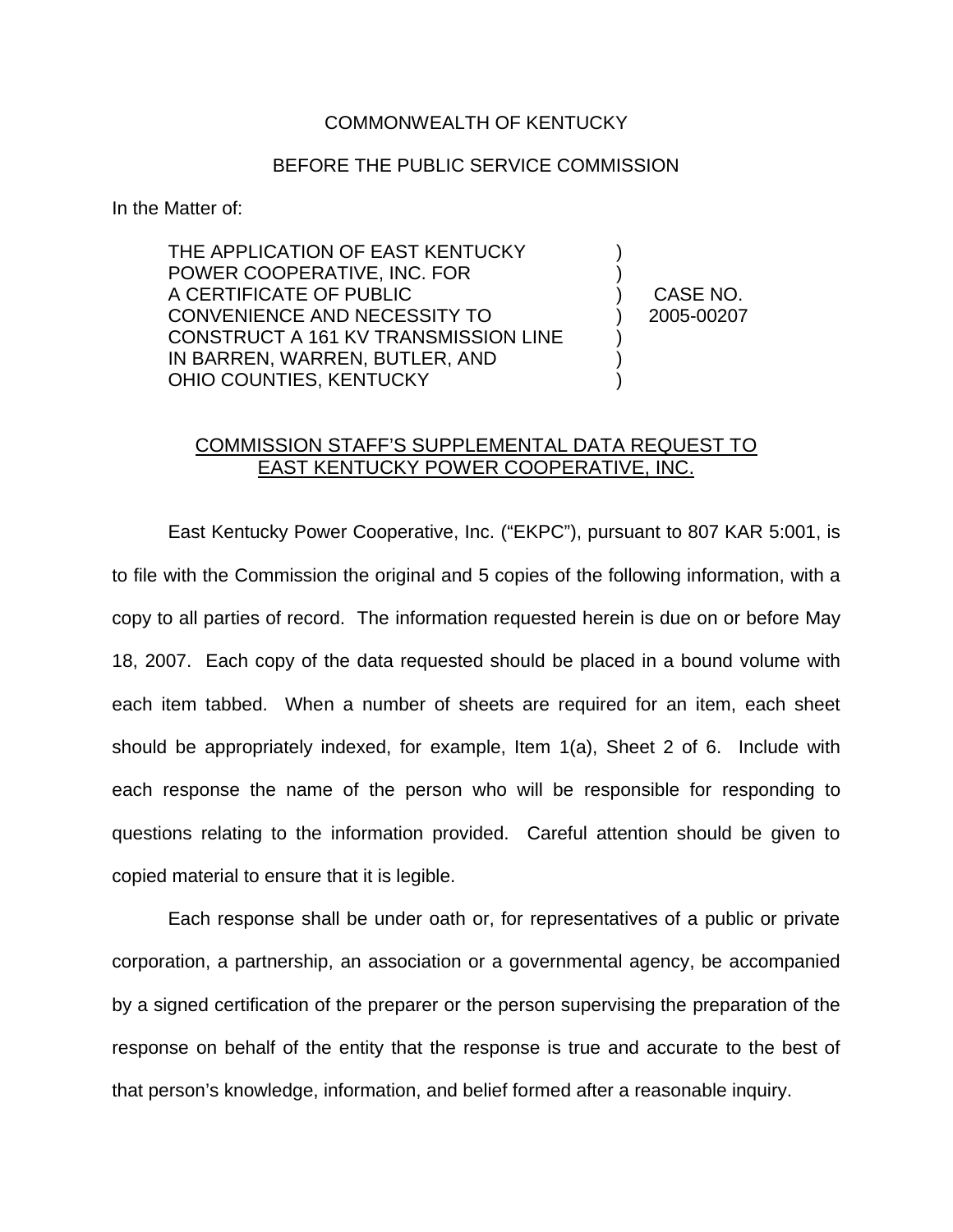COMMONWEALTH OF KENTUCKY

BEFORE THE PUBLIC SERVICE COMMISSION

In the Matter of:

| | | |
|---|---|---|
| THE APPLICATION OF EAST KENTUCKY POWER COOPERATIVE, INC. FOR A CERTIFICATE OF PUBLIC CONVENIENCE AND NECESSITY TO CONSTRUCT A 161 KV TRANSMISSION LINE IN BARREN, WARREN, BUTLER, AND OHIO COUNTIES, KENTUCKY | ) | CASE NO. 2005-00207 |

<u>COMMISSION STAFF'S SUPPLEMENTAL DATA REQUEST TO EAST KENTUCKY POWER COOPERATIVE, INC.</u>

East Kentucky Power Cooperative, Inc. ("EKPC"), pursuant to 807 KAR 5:001, is to file with the Commission the original and 5 copies of the following information, with a copy to all parties of record. The information requested herein is due on or before May 18, 2007. Each copy of the data requested should be placed in a bound volume with each item tabbed. When a number of sheets are required for an item, each sheet should be appropriately indexed, for example, Item 1(a), Sheet 2 of 6. Include with each response the name of the person who will be responsible for responding to questions relating to the information provided. Careful attention should be given to copied material to ensure that it is legible.

Each response shall be under oath or, for representatives of a public or private corporation, a partnership, an association or a governmental agency, be accompanied by a signed certification of the preparer or the person supervising the preparation of the response on behalf of the entity that the response is true and accurate to the best of that person's knowledge, information, and belief formed after a reasonable inquiry.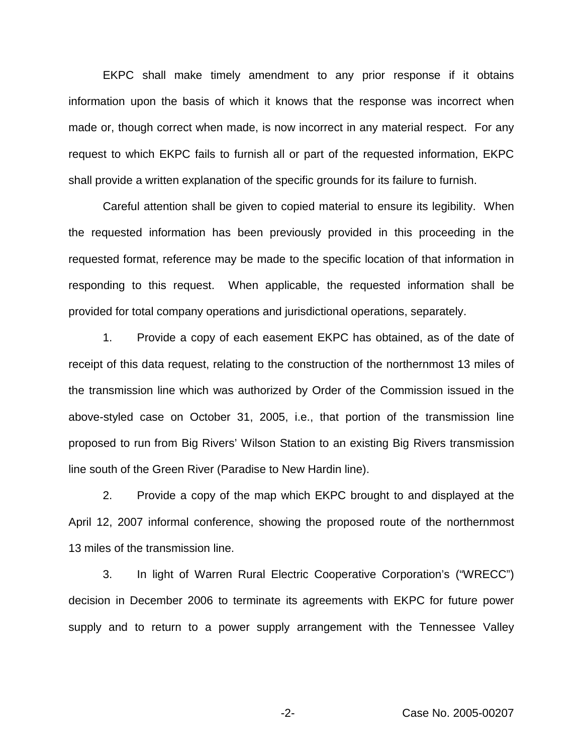EKPC shall make timely amendment to any prior response if it obtains information upon the basis of which it knows that the response was incorrect when made or, though correct when made, is now incorrect in any material respect. For any request to which EKPC fails to furnish all or part of the requested information, EKPC shall provide a written explanation of the specific grounds for its failure to furnish.

Careful attention shall be given to copied material to ensure its legibility. When the requested information has been previously provided in this proceeding in the requested format, reference may be made to the specific location of that information in responding to this request. When applicable, the requested information shall be provided for total company operations and jurisdictional operations, separately.

1. Provide a copy of each easement EKPC has obtained, as of the date of receipt of this data request, relating to the construction of the northernmost 13 miles of the transmission line which was authorized by Order of the Commission issued in the above-styled case on October 31, 2005, i.e., that portion of the transmission line proposed to run from Big Rivers' Wilson Station to an existing Big Rivers transmission line south of the Green River (Paradise to New Hardin line).

2. Provide a copy of the map which EKPC brought to and displayed at the April 12, 2007 informal conference, showing the proposed route of the northernmost 13 miles of the transmission line.

3. In light of Warren Rural Electric Cooperative Corporation's ("WRECC") decision in December 2006 to terminate its agreements with EKPC for future power supply and to return to a power supply arrangement with the Tennessee Valley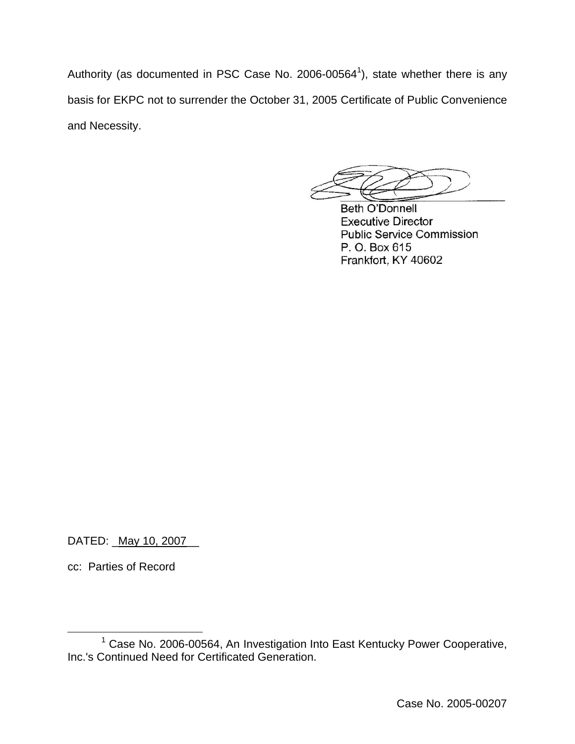Authority (as documented in PSC Case No. 2006-00564[1]), state whether there is any basis for EKPC not to surrender the October 31, 2005 Certificate of Public Convenience and Necessity.

Beth O'Donnell
Executive Director
Public Service Commission
P. O. Box 615
Frankfort, KY 40602

DATED: May 10, 2007

cc: Parties of Record

[1] Case No. 2006-00564, An Investigation Into East Kentucky Power Cooperative, Inc.'s Continued Need for Certificated Generation.

Case No. 2005-00207